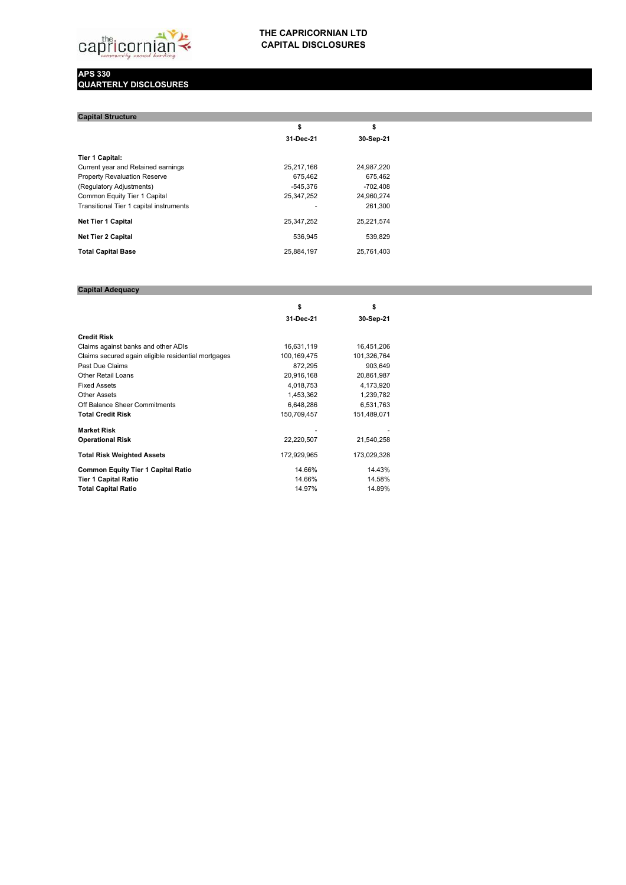# THE CAPRICORNIAN LTD
## CAPITAL DISCLOSURES

**APS 330**
**QUARTERLY DISCLOSURES**

### Capital Structure

| | $ | $ |
|---|---|---|
| | **31-Dec-21** | **30-Sep-21** |
| **Tier 1 Capital:** | | |
| Current year and Retained earnings | 25,217,166 | 24,987,220 |
| Property Revaluation Reserve | 675,462 | 675,462 |
| (Regulatory Adjustments) | -545,376 | -702,408 |
| Common Equity Tier 1 Capital | 25,347,252 | 24,960,274 |
| Transitional Tier 1 capital instruments | - | 261,300 |
| **Net Tier 1 Capital** | 25,347,252 | 25,221,574 |
| **Net Tier 2 Capital** | 536,945 | 539,829 |
| **Total Capital Base** | 25,884,197 | 25,761,403 |

### Capital Adequacy

| | $ | $ |
|---|---|---|
| | **31-Dec-21** | **30-Sep-21** |
| **Credit Risk** | | |
| Claims against banks and other ADIs | 16,631,119 | 16,451,206 |
| Claims secured again eligible residential mortgages | 100,169,475 | 101,326,764 |
| Past Due Claims | 872,295 | 903,649 |
| Other Retail Loans | 20,916,168 | 20,861,987 |
| Fixed Assets | 4,018,753 | 4,173,920 |
| Other Assets | 1,453,362 | 1,239,782 |
| Off Balance Sheer Commitments | 6,648,286 | 6,531,763 |
| **Total Credit Risk** | 150,709,457 | 151,489,071 |
| **Market Risk** | - | - |
| **Operational Risk** | 22,220,507 | 21,540,258 |
| **Total Risk Weighted Assets** | 172,929,965 | 173,029,328 |
| **Common Equity Tier 1 Capital Ratio** | 14.66% | 14.43% |
| **Tier 1 Capital Ratio** | 14.66% | 14.58% |
| **Total Capital Ratio** | 14.97% | 14.89% |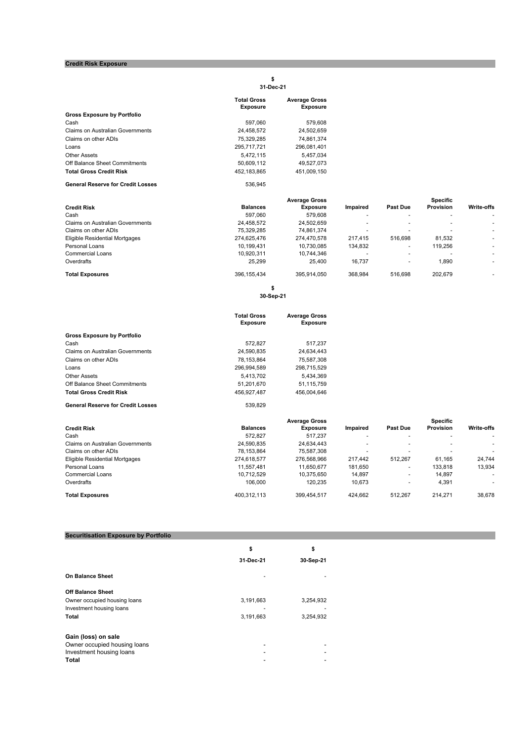## Credit Risk Exposure

**$**
**31-Dec-21**

| | Total Gross Exposure | Average Gross Exposure |
|---|---|---|
| **Gross Exposure by Portfolio** | | |
| Cash | 597,060 | 579,608 |
| Claims on Australian Governments | 24,458,572 | 24,502,659 |
| Claims on other ADIs | 75,329,285 | 74,861,374 |
| Loans | 295,717,721 | 296,081,401 |
| Other Assets | 5,472,115 | 5,457,034 |
| Off Balance Sheet Commitments | 50,609,112 | 49,527,073 |
| **Total Gross Credit Risk** | 452,183,865 | 451,009,150 |
| | | |
| **General Reserve for Credit Losses** | 536,945 | |

| Credit Risk | Balances | Average Gross Exposure | Impaired | Past Due | Specific Provision | Write-offs |
|---|---|---|---|---|---|---|
| Cash | 597,060 | 579,608 | - | - | - | - |
| Claims on Australian Governments | 24,458,572 | 24,502,659 | - | - | - | - |
| Claims on other ADIs | 75,329,285 | 74,861,374 | - | - | - | - |
| Eligible Residential Mortgages | 274,625,476 | 274,470,578 | 217,415 | 516,698 | 81,532 | - |
| Personal Loans | 10,199,431 | 10,730,085 | 134,832 | - | 119,256 | - |
| Commercial Loans | 10,920,311 | 10,744,346 | - | - | - | - |
| Overdrafts | 25,299 | 25,400 | 16,737 | - | 1,890 | - |
| **Total Exposures** | 396,155,434 | 395,914,050 | 368,984 | 516,698 | 202,679 | - |

**$**
**30-Sep-21**

| | Total Gross Exposure | Average Gross Exposure |
|---|---|---|
| **Gross Exposure by Portfolio** | | |
| Cash | 572,827 | 517,237 |
| Claims on Australian Governments | 24,590,835 | 24,634,443 |
| Claims on other ADIs | 78,153,864 | 75,587,308 |
| Loans | 296,994,589 | 298,715,529 |
| Other Assets | 5,413,702 | 5,434,369 |
| Off Balance Sheet Commitments | 51,201,670 | 51,115,759 |
| **Total Gross Credit Risk** | 456,927,487 | 456,004,646 |
| | | |
| **General Reserve for Credit Losses** | 539,829 | |

| Credit Risk | Balances | Average Gross Exposure | Impaired | Past Due | Specific Provision | Write-offs |
|---|---|---|---|---|---|---|
| Cash | 572,827 | 517,237 | - | - | - | - |
| Claims on Australian Governments | 24,590,835 | 24,634,443 | - | - | - | - |
| Claims on other ADIs | 78,153,864 | 75,587,308 | - | - | - | - |
| Eligible Residential Mortgages | 274,618,577 | 276,568,966 | 217,442 | 512,267 | 61,165 | 24,744 |
| Personal Loans | 11,557,481 | 11,650,677 | 181,650 | - | 133,818 | 13,934 |
| Commercial Loans | 10,712,529 | 10,375,650 | 14,897 | - | 14,897 | - |
| Overdrafts | 106,000 | 120,235 | 10,673 | - | 4,391 | - |
| **Total Exposures** | 400,312,113 | 399,454,517 | 424,662 | 512,267 | 214,271 | 38,678 |

## Securitisation Exposure by Portfolio

| | $ 31-Dec-21 | $ 30-Sep-21 |
|---|---|---|
| **On Balance Sheet** | - | - |
| | | |
| **Off Balance Sheet** | | |
| Owner occupied housing loans | 3,191,663 | 3,254,932 |
| Investment housing loans | - | - |
| **Total** | 3,191,663 | 3,254,932 |
| | | |
| **Gain (loss) on sale** | | |
| Owner occupied housing loans | - | - |
| Investment housing loans | - | - |
| **Total** | - | - |